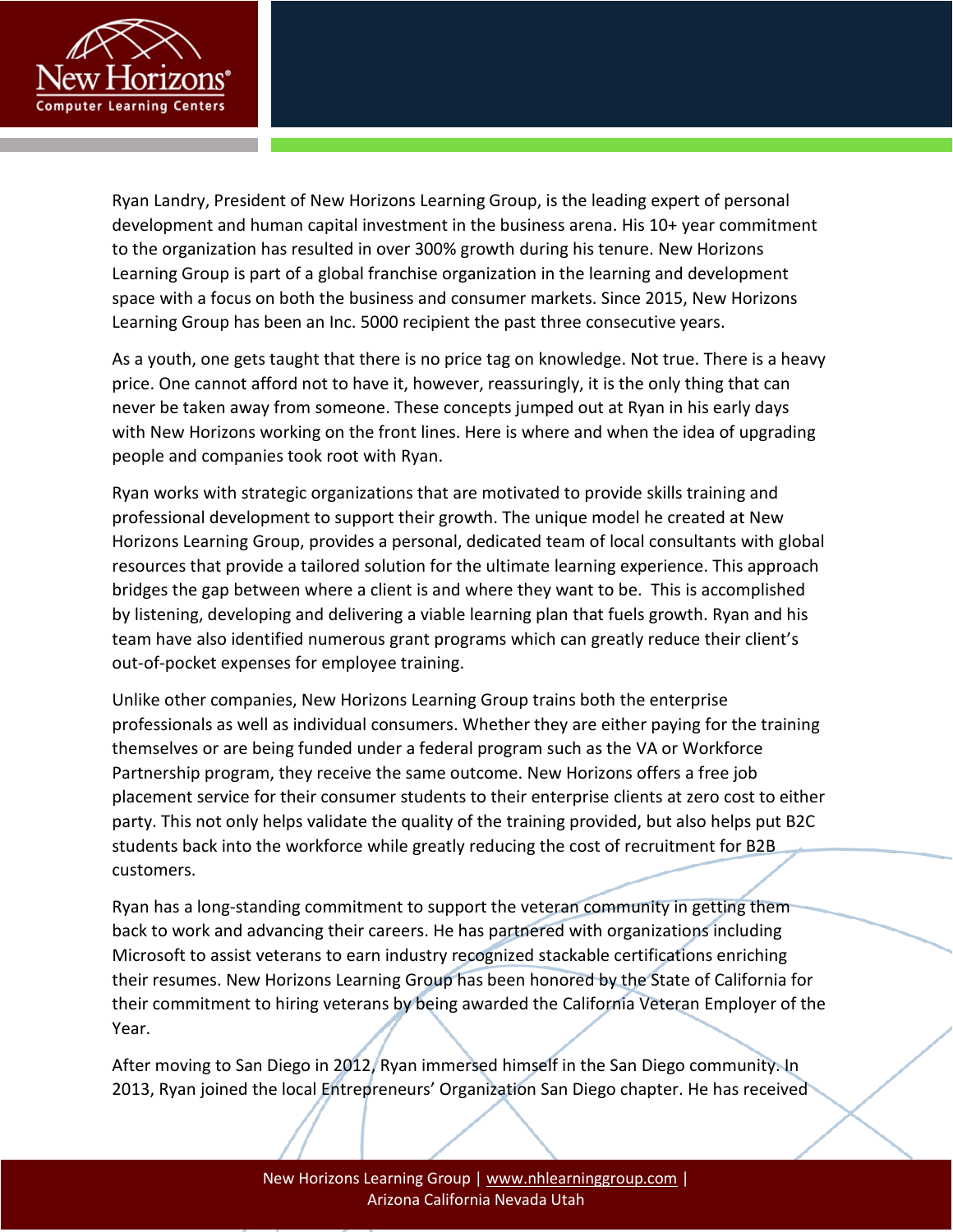Ryan Landry, President of New Horizons Learning Group, is the leading expert of personal development and human capital investment in the business arena. His 10+ year commitment to the organization has resulted in over 300% growth during his tenure. New Horizons Learning Group is part of a global franchise organization in the learning and development space with a focus on both the business and consumer markets. Since 2015, New Horizons Learning Group has been an Inc. 5000 recipient the past three consecutive years.

As a youth, one gets taught that there is no price tag on knowledge. Not true. There is a heavy price. One cannot afford not to have it, however, reassuringly, it is the only thing that can never be taken away from someone. These concepts jumped out at Ryan in his early days with New Horizons working on the front lines. Here is where and when the idea of upgrading people and companies took root with Ryan.

Ryan works with strategic organizations that are motivated to provide skills training and professional development to support their growth. The unique model he created at New Horizons Learning Group, provides a personal, dedicated team of local consultants with global resources that provide a tailored solution for the ultimate learning experience. This approach bridges the gap between where a client is and where they want to be. This is accomplished by listening, developing and delivering a viable learning plan that fuels growth. Ryan and his team have also identified numerous grant programs which can greatly reduce their client's out-of-pocket expenses for employee training.

Unlike other companies, New Horizons Learning Group trains both the enterprise professionals as well as individual consumers. Whether they are either paying for the training themselves or are being funded under a federal program such as the VA or Workforce Partnership program, they receive the same outcome. New Horizons offers a free job placement service for their consumer students to their enterprise clients at zero cost to either party. This not only helps validate the quality of the training provided, but also helps put B2C students back into the workforce while greatly reducing the cost of recruitment for B2B customers.

Ryan has a long-standing commitment to support the veteran community in getting them back to work and advancing their careers. He has partnered with organizations including Microsoft to assist veterans to earn industry recognized stackable certifications enriching their resumes. New Horizons Learning Group has been honored by the State of California for their commitment to hiring veterans by being awarded the California Veteran Employer of the Year.

After moving to San Diego in 2012, Ryan immersed himself in the San Diego community. In 2013, Ryan joined the local Entrepreneurs' Organization San Diego chapter. He has received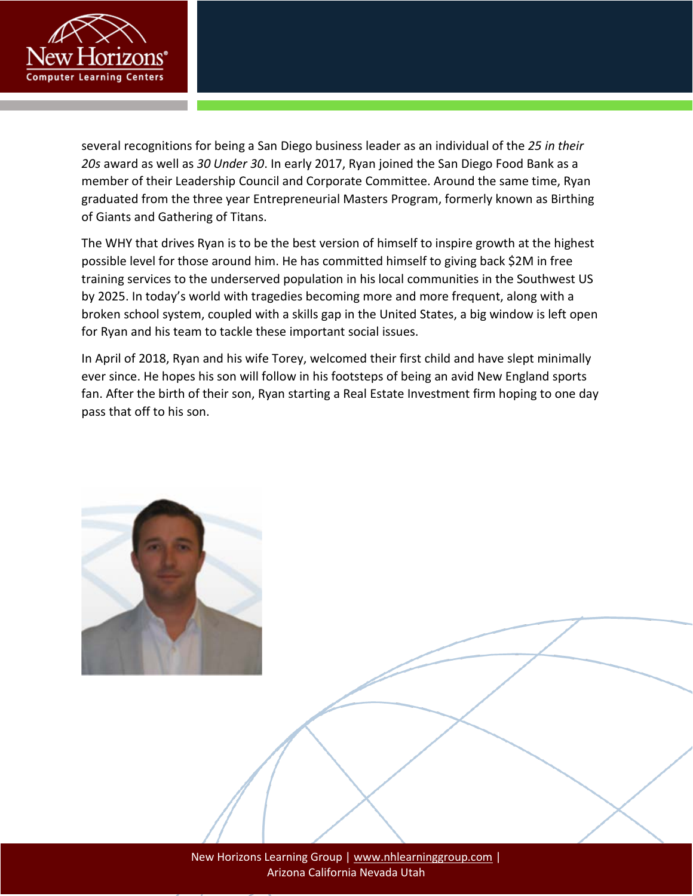several recognitions for being a San Diego business leader as an individual of the *25 in their 20s* award as well as *30 Under 30*. In early 2017, Ryan joined the San Diego Food Bank as a member of their Leadership Council and Corporate Committee. Around the same time, Ryan graduated from the three year Entrepreneurial Masters Program, formerly known as Birthing of Giants and Gathering of Titans.

The WHY that drives Ryan is to be the best version of himself to inspire growth at the highest possible level for those around him. He has committed himself to giving back $2M in free training services to the underserved population in his local communities in the Southwest US by 2025. In today's world with tragedies becoming more and more frequent, along with a broken school system, coupled with a skills gap in the United States, a big window is left open for Ryan and his team to tackle these important social issues.

In April of 2018, Ryan and his wife Torey, welcomed their first child and have slept minimally ever since. He hopes his son will follow in his footsteps of being an avid New England sports fan. After the birth of their son, Ryan starting a Real Estate Investment firm hoping to one day pass that off to his son.